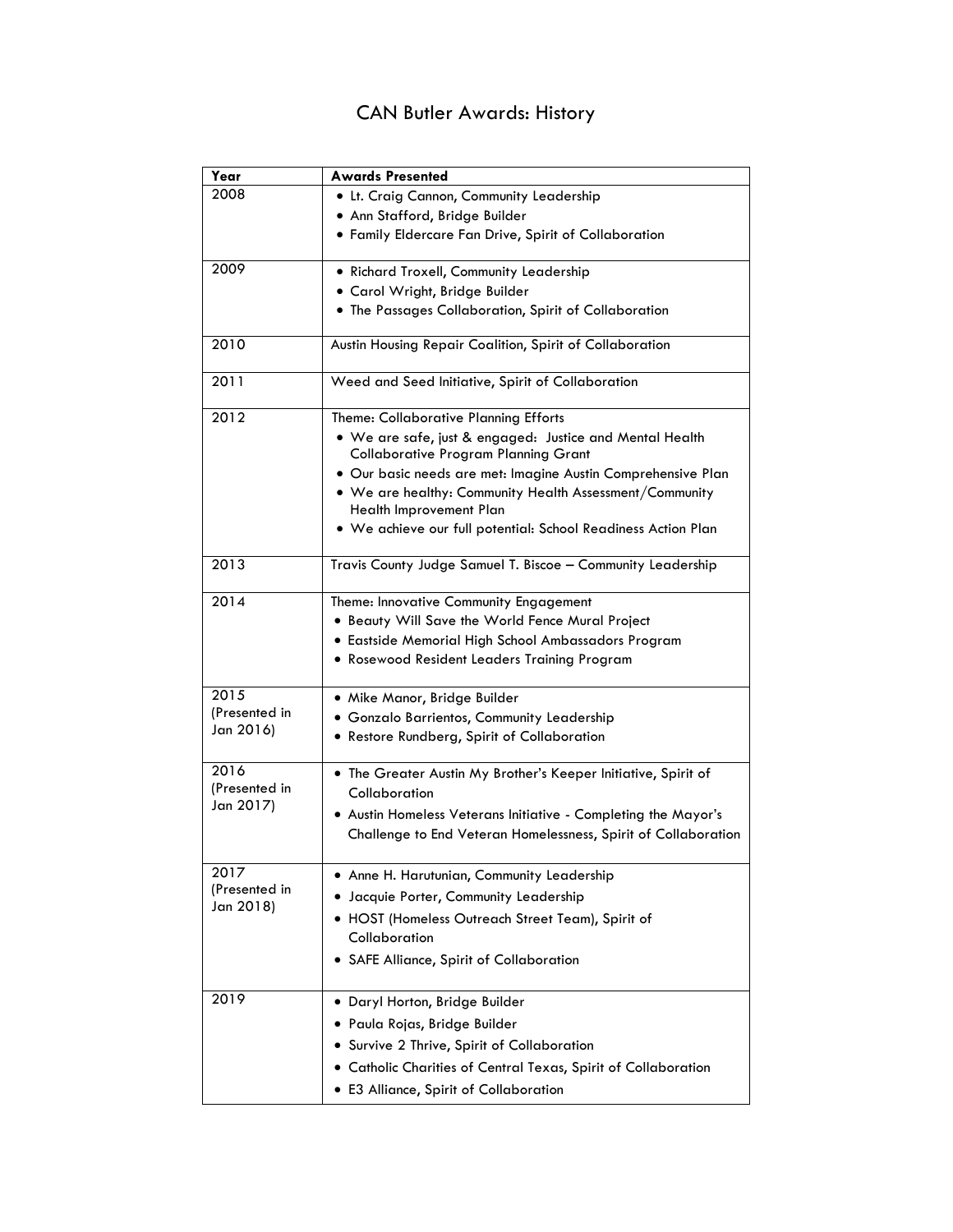# CAN Butler Awards: History

| Year | Awards Presented |
| --- | --- |
| 2008 | • Lt. Craig Cannon, Community Leadership<br>• Ann Stafford, Bridge Builder<br>• Family Eldercare Fan Drive, Spirit of Collaboration |
| 2009 | • Richard Troxell, Community Leadership<br>• Carol Wright, Bridge Builder<br>• The Passages Collaboration, Spirit of Collaboration |
| 2010 | Austin Housing Repair Coalition, Spirit of Collaboration |
| 2011 | Weed and Seed Initiative, Spirit of Collaboration |
| 2012 | Theme: Collaborative Planning Efforts<br>• We are safe, just & engaged: Justice and Mental Health Collaborative Program Planning Grant<br>• Our basic needs are met: Imagine Austin Comprehensive Plan<br>• We are healthy: Community Health Assessment/Community Health Improvement Plan<br>• We achieve our full potential: School Readiness Action Plan |
| 2013 | Travis County Judge Samuel T. Biscoe – Community Leadership |
| 2014 | Theme: Innovative Community Engagement<br>• Beauty Will Save the World Fence Mural Project<br>• Eastside Memorial High School Ambassadors Program<br>• Rosewood Resident Leaders Training Program |
| 2015 (Presented in Jan 2016) | • Mike Manor, Bridge Builder<br>• Gonzalo Barrientos, Community Leadership<br>• Restore Rundberg, Spirit of Collaboration |
| 2016 (Presented in Jan 2017) | • The Greater Austin My Brother's Keeper Initiative, Spirit of Collaboration<br>• Austin Homeless Veterans Initiative - Completing the Mayor's Challenge to End Veteran Homelessness, Spirit of Collaboration |
| 2017 (Presented in Jan 2018) | • Anne H. Harutunian, Community Leadership<br>• Jacquie Porter, Community Leadership<br>• HOST (Homeless Outreach Street Team), Spirit of Collaboration<br>• SAFE Alliance, Spirit of Collaboration |
| 2019 | • Daryl Horton, Bridge Builder<br>• Paula Rojas, Bridge Builder<br>• Survive 2 Thrive, Spirit of Collaboration<br>• Catholic Charities of Central Texas, Spirit of Collaboration<br>• E3 Alliance, Spirit of Collaboration |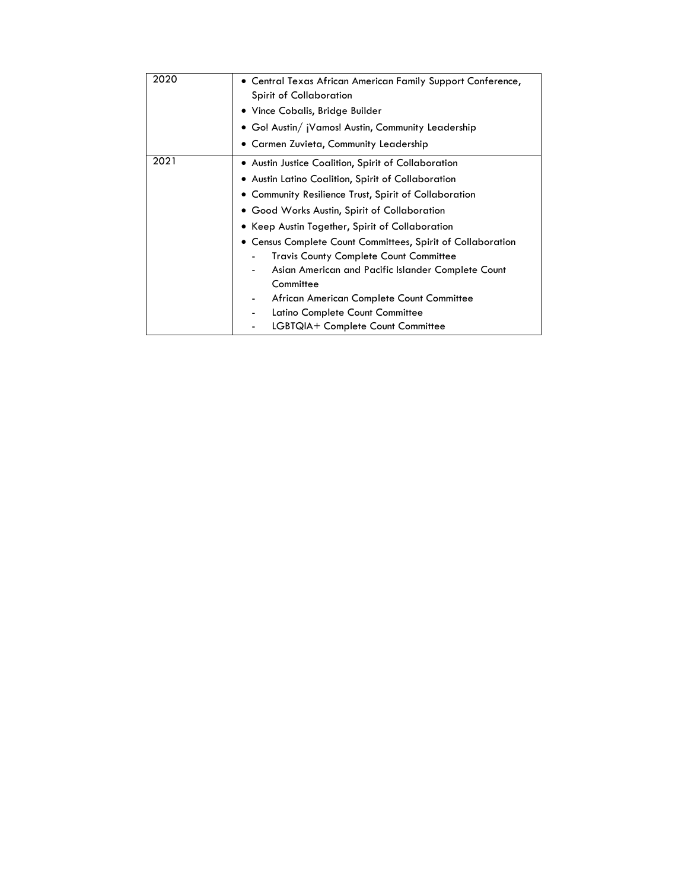| | |
|---|---|
| 2020 | • Central Texas African American Family Support Conference, Spirit of Collaboration<br>• Vince Cobalis, Bridge Builder<br>• Go! Austin/ ¡Vamos! Austin, Community Leadership<br>• Carmen Zuvieta, Community Leadership |
| 2021 | • Austin Justice Coalition, Spirit of Collaboration<br>• Austin Latino Coalition, Spirit of Collaboration<br>• Community Resilience Trust, Spirit of Collaboration<br>• Good Works Austin, Spirit of Collaboration<br>• Keep Austin Together, Spirit of Collaboration<br>• Census Complete Count Committees, Spirit of Collaboration<br>- Travis County Complete Count Committee<br>- Asian American and Pacific Islander Complete Count Committee<br>- African American Complete Count Committee<br>- Latino Complete Count Committee<br>- LGBTQIA+ Complete Count Committee |